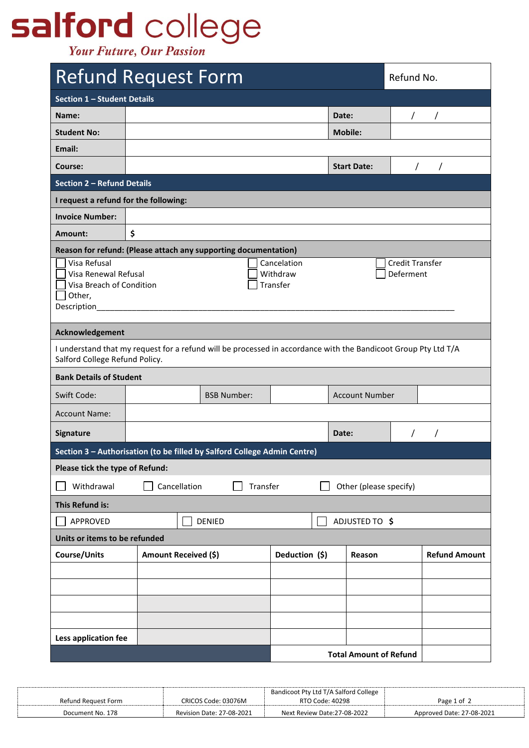**salford college**

*Your Future, Our Passion*

# Refund Request Form

Refund No.

## Section 1 – Student Details

| | | | |
|---|---|---|---|
| **Name:** | | **Date:** | / / |
| **Student No:** | | **Mobile:** | |
| **Email:** | | | |
| **Course:** | | **Start Date:** | / / |

## Section 2 – Refund Details

**I request a refund for the following:**

| | |
|---|---|
| **Invoice Number:** | |
| **Amount:** | $ |

**Reason for refund: (Please attach any supporting documentation)**

- ☐ Visa Refusal
- ☐ Visa Renewal Refusal
- ☐ Visa Breach of Condition
- ☐ Other,
- ☐ Cancelation
- ☐ Withdraw
- ☐ Transfer
- ☐ Credit Transfer
- ☐ Deferment

Description_______________________________________________________________________________

**Acknowledgement**

I understand that my request for a refund will be processed in accordance with the Bandicoot Group Pty Ltd T/A Salford College Refund Policy.

**Bank Details of Student**

| | | | | | |
|---|---|---|---|---|---|
| Swift Code: | | BSB Number: | | Account Number | |
| Account Name: | | | | | |
| **Signature** | | | | **Date:** | / / |

## Section 3 – Authorisation (to be filled by Salford College Admin Centre)

**Please tick the type of Refund:**

☐ Withdrawal ☐ Cancellation ☐ Transfer ☐ Other (please specify)

**This Refund is:**

☐ APPROVED ☐ DENIED ☐ ADJUSTED TO **$**

**Units or items to be refunded**

| **Course/Units** | **Amount Received ($)** | **Deduction ($)** | **Reason** | **Refund Amount** |
|---|---|---|---|---|
| | | | | |
| | | | | |
| | | | | |
| | | | | |
| **Less application fee** | | | | |
| | | **Total Amount of Refund** | | |

| | | | |
|---|---|---|---|
| Refund Request Form | CRICOS Code: 03076M | Bandicoot Pty Ltd T/A Salford College RTO Code: 40298 | |
| Document No. 178 | Revision Date: 27-08-2021 | Next Review Date:27-08-2022 | Approved Date: 27-08-2021 |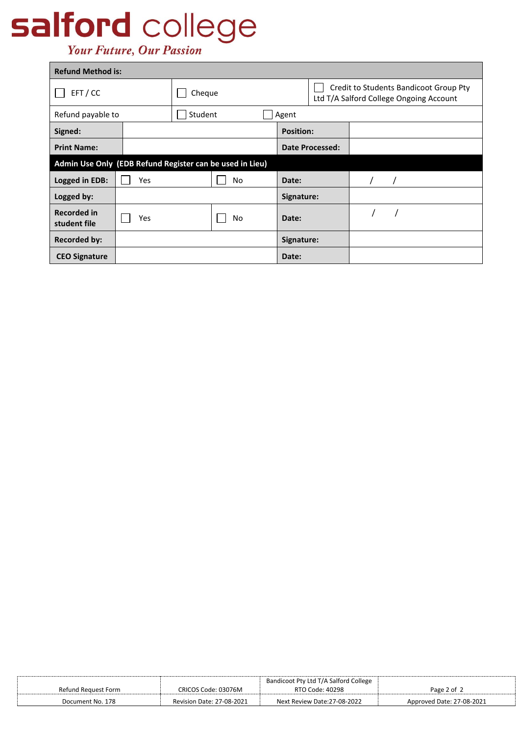**salford college**

*Your Future, Our Passion*

| | | | |
|---|---|---|---|
| **Refund Method is:** | | | |
| ☐ EFT / CC | ☐ Cheque | | ☐ Credit to Students Bandicoot Group Pty Ltd T/A Salford College Ongoing Account |
| Refund payable to | ☐ Student | ☐ Agent | |
| **Signed:** | | **Position:** | |
| **Print Name:** | | **Date Processed:** | |

| | | | | |
|---|---|---|---|---|
| **Admin Use Only (EDB Refund Register can be used in Lieu)** | | | | |
| **Logged in EDB:** | ☐ Yes | ☐ No | **Date:** | / / |
| **Logged by:** | | | **Signature:** | |
| **Recorded in student file** | ☐ Yes | ☐ No | **Date:** | / / |
| **Recorded by:** | | | **Signature:** | |
| **CEO Signature** | | | **Date:** | |

| | | | |
|---|---|---|---|
| Refund Request Form | CRICOS Code: 03076M | Bandicoot Pty Ltd T/A Salford College RTO Code: 40298 | |
| Document No. 178 | Revision Date: 27-08-2021 | Next Review Date:27-08-2022 | Approved Date: 27-08-2021 |